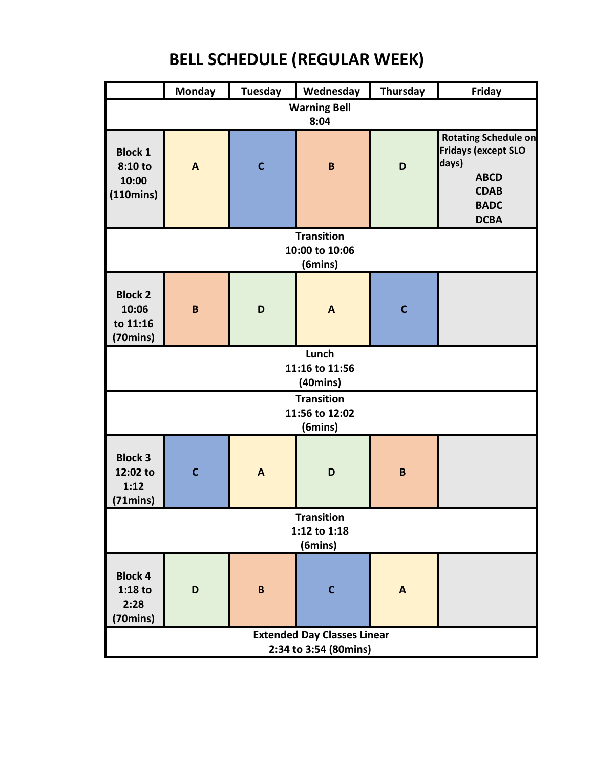# BELL SCHEDULE (REGULAR WEEK)

| | Monday | Tuesday | Wednesday | Thursday | Friday |
|---|---|---|---|---|---|
| **Warning Bell 8:04** | | | | | |
| **Block 1 8:10 to 10:00 (110mins)** | **A** | **C** | **B** | **D** | **Rotating Schedule on Fridays (except SLO days)** **ABCD** **CDAB** **BADC** **DCBA** |
| **Transition 10:00 to 10:06 (6mins)** | | | | | |
| **Block 2 10:06 to 11:16 (70mins)** | **B** | **D** | **A** | **C** | |
| **Lunch 11:16 to 11:56 (40mins)** | | | | | |
| **Transition 11:56 to 12:02 (6mins)** | | | | | |
| **Block 3 12:02 to 1:12 (71mins)** | **C** | **A** | **D** | **B** | |
| **Transition 1:12 to 1:18 (6mins)** | | | | | |
| **Block 4 1:18 to 2:28 (70mins)** | **D** | **B** | **C** | **A** | |
| **Extended Day Classes Linear 2:34 to 3:54 (80mins)** | | | | | |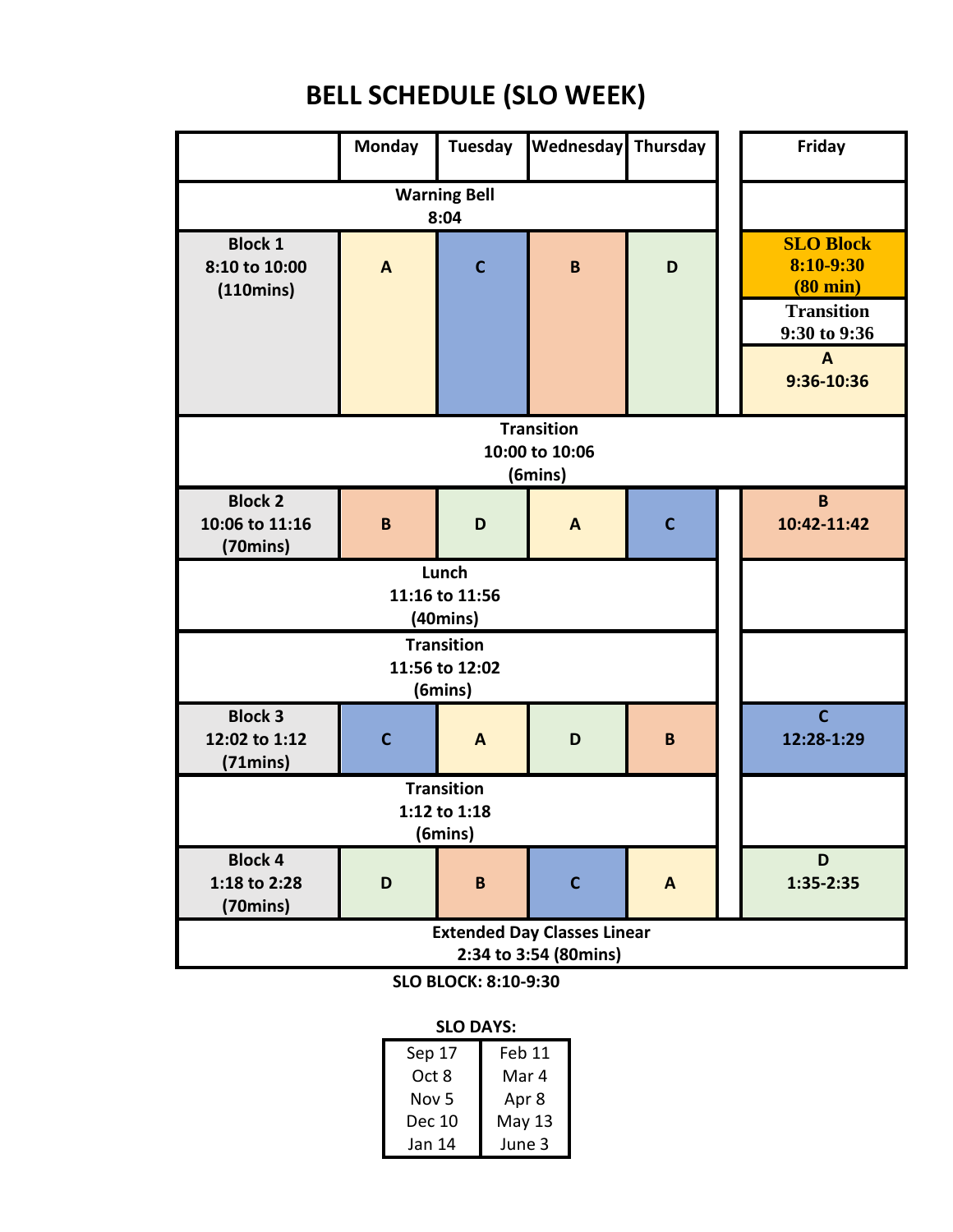# BELL SCHEDULE (SLO WEEK)

| | Monday | Tuesday | Wednesday | Thursday | Friday |
|---|---|---|---|---|---|
| Warning Bell 8:04 | | | | | |
| Block 1 8:10 to 10:00 (110mins) | A | C | B | D | SLO Block 8:10-9:30 (80 min) / Transition 9:30 to 9:36 / A 9:36-10:36 |
| Transition 10:00 to 10:06 (6mins) | | | | | |
| Block 2 10:06 to 11:16 (70mins) | B | D | A | C | B 10:42-11:42 |
| Lunch 11:16 to 11:56 (40mins) | | | | | |
| Transition 11:56 to 12:02 (6mins) | | | | | |
| Block 3 12:02 to 1:12 (71mins) | C | A | D | B | C 12:28-1:29 |
| Transition 1:12 to 1:18 (6mins) | | | | | |
| Block 4 1:18 to 2:28 (70mins) | D | B | C | A | D 1:35-2:35 |
| Extended Day Classes Linear 2:34 to 3:54 (80mins) | | | | | |

**SLO BLOCK: 8:10-9:30**

**SLO DAYS:**

| | |
|---|---|
| Sep 17 | Feb 11 |
| Oct 8 | Mar 4 |
| Nov 5 | Apr 8 |
| Dec 10 | May 13 |
| Jan 14 | June 3 |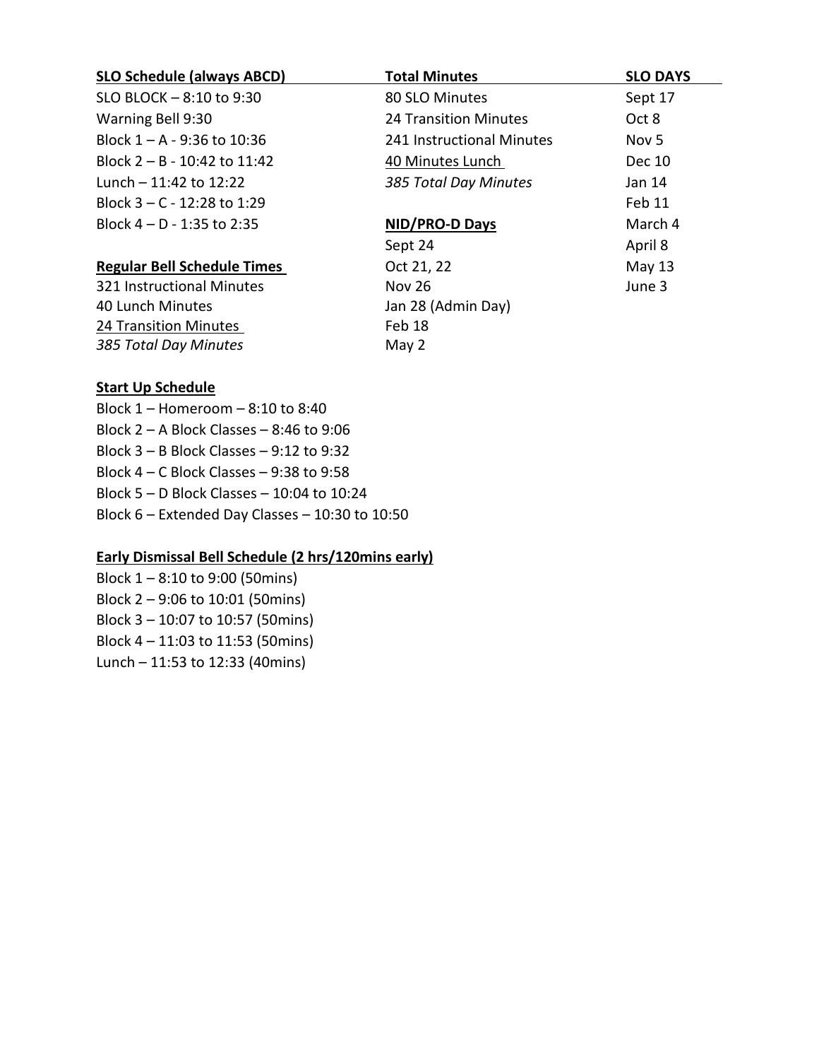**SLO Schedule (always ABCD)**

SLO BLOCK – 8:10 to 9:30
Warning Bell 9:30
Block 1 – A - 9:36 to 10:36
Block 2 – B - 10:42 to 11:42
Lunch – 11:42 to 12:22
Block 3 – C - 12:28 to 1:29
Block 4 – D - 1:35 to 2:35

**Total Minutes**

80 SLO Minutes
24 Transition Minutes
241 Instructional Minutes
40 Minutes Lunch
*385 Total Day Minutes*

**SLO DAYS**

Sept 17
Oct 8
Nov 5
Dec 10
Jan 14
Feb 11
March 4
April 8
May 13
June 3

**NID/PRO-D Days**

Sept 24
Oct 21, 22
Nov 26
Jan 28 (Admin Day)
Feb 18
May 2

**Regular Bell Schedule Times**

321 Instructional Minutes
40 Lunch Minutes
24 Transition Minutes
*385 Total Day Minutes*

**Start Up Schedule**

Block 1 – Homeroom – 8:10 to 8:40
Block 2 – A Block Classes – 8:46 to 9:06
Block 3 – B Block Classes – 9:12 to 9:32
Block 4 – C Block Classes – 9:38 to 9:58
Block 5 – D Block Classes – 10:04 to 10:24
Block 6 – Extended Day Classes – 10:30 to 10:50

**Early Dismissal Bell Schedule (2 hrs/120mins early)**

Block 1 – 8:10 to 9:00 (50mins)
Block 2 – 9:06 to 10:01 (50mins)
Block 3 – 10:07 to 10:57 (50mins)
Block 4 – 11:03 to 11:53 (50mins)
Lunch – 11:53 to 12:33 (40mins)